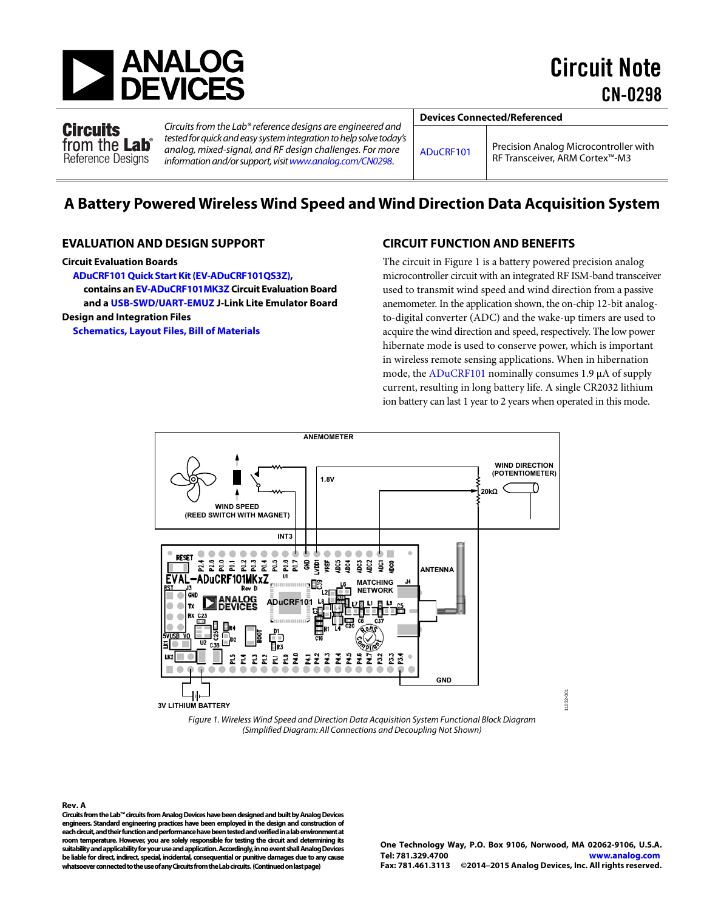# Circuit Note

# CN-0298

**Circuits from the Lab® Reference Designs**

*Circuits from the Lab® reference designs are engineered and tested for quick and easy system integration to help solve today's analog, mixed-signal, and RF design challenges. For more information and/or support, visit www.analog.com/CN0298.*

| Devices Connected/Referenced | |
|---|---|
| ADuCRF101 | Precision Analog Microcontroller with RF Transceiver, ARM Cortex™-M3 |

## A Battery Powered Wireless Wind Speed and Wind Direction Data Acquisition System

### EVALUATION AND DESIGN SUPPORT

**Circuit Evaluation Boards**

**ADuCRF101 Quick Start Kit (EV-ADuCRF101QS3Z), contains an EV-ADuCRF101MK3Z Circuit Evaluation Board and a USB-SWD/UART-EMUZ J-Link Lite Emulator Board**

**Design and Integration Files**

**Schematics, Layout Files, Bill of Materials**

### CIRCUIT FUNCTION AND BENEFITS

The circuit in Figure 1 is a battery powered precision analog microcontroller circuit with an integrated RF ISM-band transceiver used to transmit wind speed and wind direction from a passive anemometer. In the application shown, the on-chip 12-bit analog-to-digital converter (ADC) and the wake-up timers are used to acquire the wind direction and speed, respectively. The low power hibernate mode is used to conserve power, which is important in wireless remote sensing applications. When in hibernation mode, the ADuCRF101 nominally consumes 1.9 µA of supply current, resulting in long battery life. A single CR2032 lithium ion battery can last 1 year to 2 years when operated in this mode.

*Figure 1. Wireless Wind Speed and Direction Data Acquisition System Functional Block Diagram (Simplified Diagram: All Connections and Decoupling Not Shown)*

**Rev. A**

**Circuits from the Lab™ circuits from Analog Devices have been designed and built by Analog Devices engineers. Standard engineering practices have been employed in the design and construction of each circuit, and their function and performance have been tested and verified in a lab environment at room temperature. However, you are solely responsible for testing the circuit and determining its suitability and applicability for your use and application. Accordingly, in no event shall Analog Devices be liable for direct, indirect, special, incidental, consequential or punitive damages due to any cause whatsoever connected to the use of any Circuits from the Lab circuits. (Continued on last page)**

One Technology Way, P.O. Box 9106, Norwood, MA 02062-9106, U.S.A.
Tel: 781.329.4700 www.analog.com
Fax: 781.461.3113 ©2014–2015 Analog Devices, Inc. All rights reserved.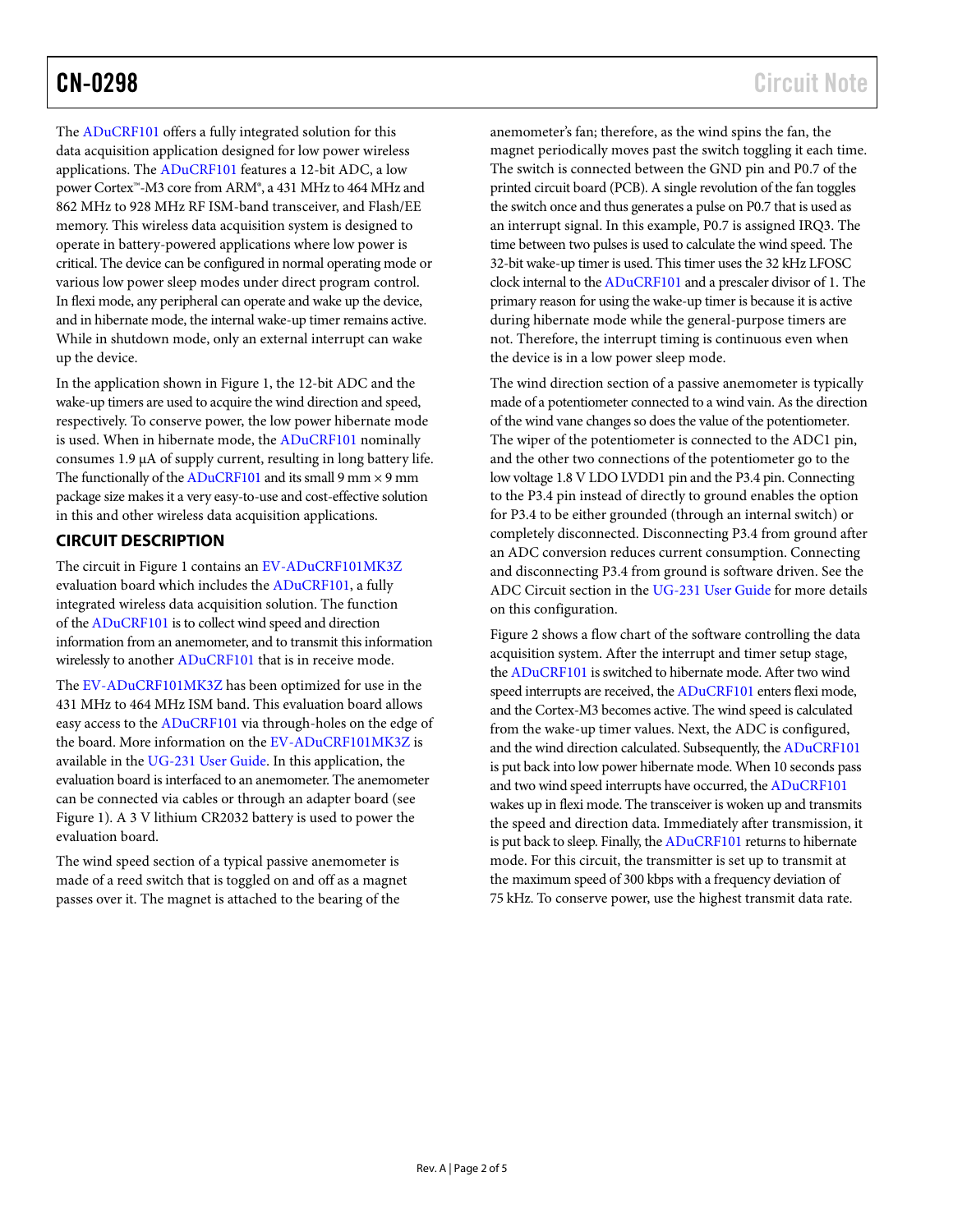The ADuCRF101 offers a fully integrated solution for this data acquisition application designed for low power wireless applications. The ADuCRF101 features a 12-bit ADC, a low power Cortex™-M3 core from ARM®, a 431 MHz to 464 MHz and 862 MHz to 928 MHz RF ISM-band transceiver, and Flash/EE memory. This wireless data acquisition system is designed to operate in battery-powered applications where low power is critical. The device can be configured in normal operating mode or various low power sleep modes under direct program control. In flexi mode, any peripheral can operate and wake up the device, and in hibernate mode, the internal wake-up timer remains active. While in shutdown mode, only an external interrupt can wake up the device.

In the application shown in Figure 1, the 12-bit ADC and the wake-up timers are used to acquire the wind direction and speed, respectively. To conserve power, the low power hibernate mode is used. When in hibernate mode, the ADuCRF101 nominally consumes 1.9 µA of supply current, resulting in long battery life. The functionally of the ADuCRF101 and its small 9 mm × 9 mm package size makes it a very easy-to-use and cost-effective solution in this and other wireless data acquisition applications.

## CIRCUIT DESCRIPTION

The circuit in Figure 1 contains an EV-ADuCRF101MK3Z evaluation board which includes the ADuCRF101, a fully integrated wireless data acquisition solution. The function of the ADuCRF101 is to collect wind speed and direction information from an anemometer, and to transmit this information wirelessly to another ADuCRF101 that is in receive mode.

The EV-ADuCRF101MK3Z has been optimized for use in the 431 MHz to 464 MHz ISM band. This evaluation board allows easy access to the ADuCRF101 via through-holes on the edge of the board. More information on the EV-ADuCRF101MK3Z is available in the UG-231 User Guide. In this application, the evaluation board is interfaced to an anemometer. The anemometer can be connected via cables or through an adapter board (see Figure 1). A 3 V lithium CR2032 battery is used to power the evaluation board.

The wind speed section of a typical passive anemometer is made of a reed switch that is toggled on and off as a magnet passes over it. The magnet is attached to the bearing of the anemometer's fan; therefore, as the wind spins the fan, the magnet periodically moves past the switch toggling it each time. The switch is connected between the GND pin and P0.7 of the printed circuit board (PCB). A single revolution of the fan toggles the switch once and thus generates a pulse on P0.7 that is used as an interrupt signal. In this example, P0.7 is assigned IRQ3. The time between two pulses is used to calculate the wind speed. The 32-bit wake-up timer is used. This timer uses the 32 kHz LFOSC clock internal to the ADuCRF101 and a prescaler divisor of 1. The primary reason for using the wake-up timer is because it is active during hibernate mode while the general-purpose timers are not. Therefore, the interrupt timing is continuous even when the device is in a low power sleep mode.

The wind direction section of a passive anemometer is typically made of a potentiometer connected to a wind vane. As the direction of the wind vane changes so does the value of the potentiometer. The wiper of the potentiometer is connected to the ADC1 pin, and the other two connections of the potentiometer go to the low voltage 1.8 V LDO LVDD1 pin and the P3.4 pin. Connecting to the P3.4 pin instead of directly to ground enables the option for P3.4 to be either grounded (through an internal switch) or completely disconnected. Disconnecting P3.4 from ground after an ADC conversion reduces current consumption. Connecting and disconnecting P3.4 from ground is software driven. See the ADC Circuit section in the UG-231 User Guide for more details on this configuration.

Figure 2 shows a flow chart of the software controlling the data acquisition system. After the interrupt and timer setup stage, the ADuCRF101 is switched to hibernate mode. After two wind speed interrupts are received, the ADuCRF101 enters flexi mode, and the Cortex-M3 becomes active. The wind speed is calculated from the wake-up timer values. Next, the ADC is configured, and the wind direction calculated. Subsequently, the ADuCRF101 is put back into low power hibernate mode. When 10 seconds pass and two wind speed interrupts have occurred, the ADuCRF101 wakes up in flexi mode. The transceiver is woken up and transmits the speed and direction data. Immediately after transmission, it is put back to sleep. Finally, the ADuCRF101 returns to hibernate mode. For this circuit, the transmitter is set up to transmit at the maximum speed of 300 kbps with a frequency deviation of 75 kHz. To conserve power, use the highest transmit data rate.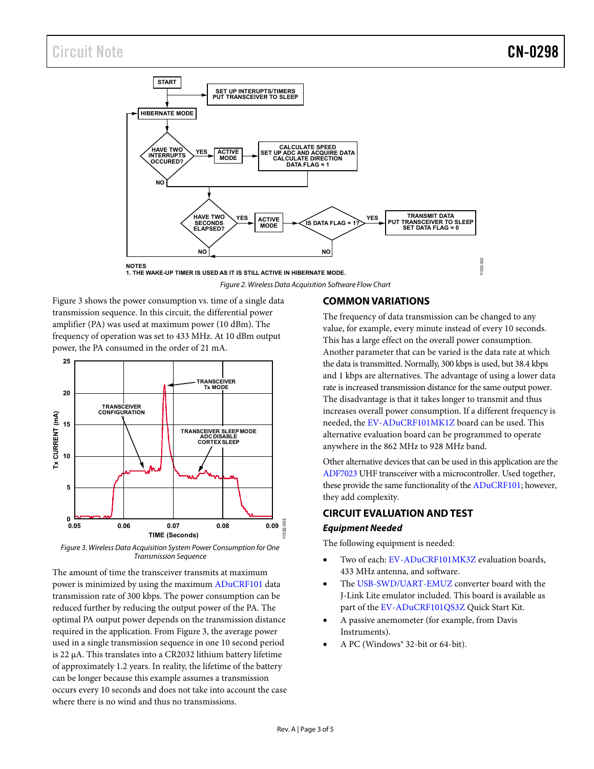Figure 2. Wireless Data Acquisition Software Flow Chart

Figure 3 shows the power consumption vs. time of a single data transmission sequence. In this circuit, the differential power amplifier (PA) was used at maximum power (10 dBm). The frequency of operation was set to 433 MHz. At 10 dBm output power, the PA consumed in the order of 21 mA.

Figure 3. Wireless Data Acquisition System Power Consumption for One Transmission Sequence

The amount of time the transceiver transmits at maximum power is minimized by using the maximum ADuCRF101 data transmission rate of 300 kbps. The power consumption can be reduced further by reducing the output power of the PA. The optimal PA output power depends on the transmission distance required in the application. From Figure 3, the average power used in a single transmission sequence in one 10 second period is 22 µA. This translates into a CR2032 lithium battery lifetime of approximately 1.2 years. In reality, the lifetime of the battery can be longer because this example assumes a transmission occurs every 10 seconds and does not take into account the case where there is no wind and thus no transmissions.

## COMMON VARIATIONS

The frequency of data transmission can be changed to any value, for example, every minute instead of every 10 seconds. This has a large effect on the overall power consumption. Another parameter that can be varied is the data rate at which the data is transmitted. Normally, 300 kbps is used, but 38.4 kbps and 1 kbps are alternatives. The advantage of using a lower data rate is increased transmission distance for the same output power. The disadvantage is that it takes longer to transmit and thus increases overall power consumption. If a different frequency is needed, the EV-ADuCRF101MK1Z board can be used. This alternative evaluation board can be programmed to operate anywhere in the 862 MHz to 928 MHz band.

Other alternative devices that can be used in this application are the ADF7023 UHF transceiver with a microcontroller. Used together, these provide the same functionality of the ADuCRF101; however, they add complexity.

## CIRCUIT EVALUATION AND TEST

### *Equipment Needed*

The following equipment is needed:

- Two of each: EV-ADuCRF101MK3Z evaluation boards, 433 MHz antenna, and software.
- The USB-SWD/UART-EMUZ converter board with the J-Link Lite emulator included. This board is available as part of the EV-ADuCRF101QS3Z Quick Start Kit.
- A passive anemometer (for example, from Davis Instruments).
- A PC (Windows® 32-bit or 64-bit).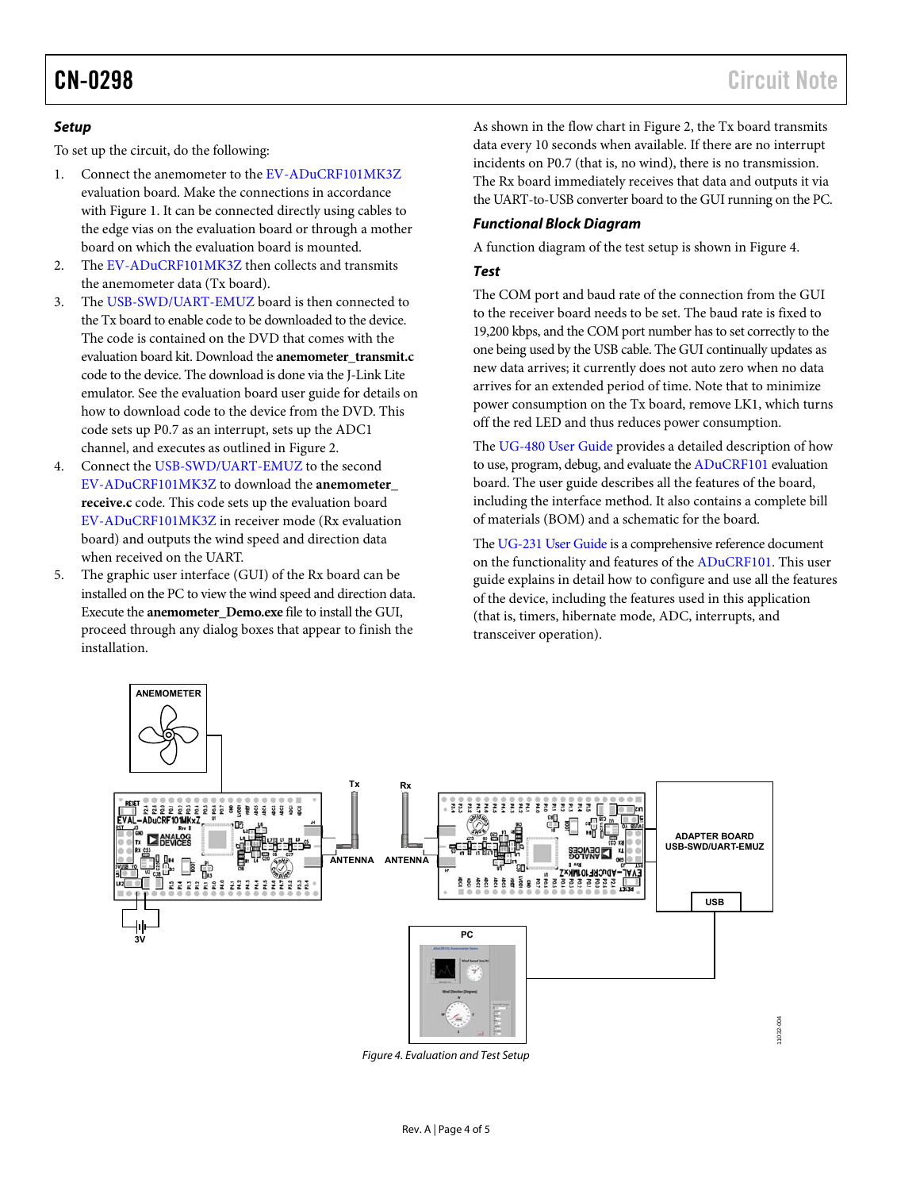### Setup

To set up the circuit, do the following:

1. Connect the anemometer to the EV-ADuCRF101MK3Z evaluation board. Make the connections in accordance with Figure 1. It can be connected directly using cables to the edge vias on the evaluation board or through a mother board on which the evaluation board is mounted.
2. The EV-ADuCRF101MK3Z then collects and transmits the anemometer data (Tx board).
3. The USB-SWD/UART-EMUZ board is then connected to the Tx board to enable code to be downloaded to the device. The code is contained on the DVD that comes with the evaluation board kit. Download the **anemometer_transmit.c** code to the device. The download is done via the J-Link Lite emulator. See the evaluation board user guide for details on how to download code to the device from the DVD. This code sets up P0.7 as an interrupt, sets up the ADC1 channel, and executes as outlined in Figure 2.
4. Connect the USB-SWD/UART-EMUZ to the second EV-ADuCRF101MK3Z to download the **anemometer_receive.c** code. This code sets up the evaluation board EV-ADuCRF101MK3Z in receiver mode (Rx evaluation board) and outputs the wind speed and direction data when received on the UART.
5. The graphic user interface (GUI) of the Rx board can be installed on the PC to view the wind speed and direction data. Execute the **anemometer_Demo.exe** file to install the GUI, proceed through any dialog boxes that appear to finish the installation.

As shown in the flow chart in Figure 2, the Tx board transmits data every 10 seconds when available. If there are no interrupt incidents on P0.7 (that is, no wind), there is no transmission. The Rx board immediately receives that data and outputs it via the UART-to-USB converter board to the GUI running on the PC.

### Functional Block Diagram

A function diagram of the test setup is shown in Figure 4.

### Test

The COM port and baud rate of the connection from the GUI to the receiver board needs to be set. The baud rate is fixed to 19,200 kbps, and the COM port number has to set correctly to the one being used by the USB cable. The GUI continually updates as new data arrives; it currently does not auto zero when no data arrives for an extended period of time. Note that to minimize power consumption on the Tx board, remove LK1, which turns off the red LED and thus reduces power consumption.

The UG-480 User Guide provides a detailed description of how to use, program, debug, and evaluate the ADuCRF101 evaluation board. The user guide describes all the features of the board, including the interface method. It also contains a complete bill of materials (BOM) and a schematic for the board.

The UG-231 User Guide is a comprehensive reference document on the functionality and features of the ADuCRF101. This user guide explains in detail how to configure and use all the features of the device, including the features used in this application (that is, timers, hibernate mode, ADC, interrupts, and transceiver operation).

*Figure 4. Evaluation and Test Setup*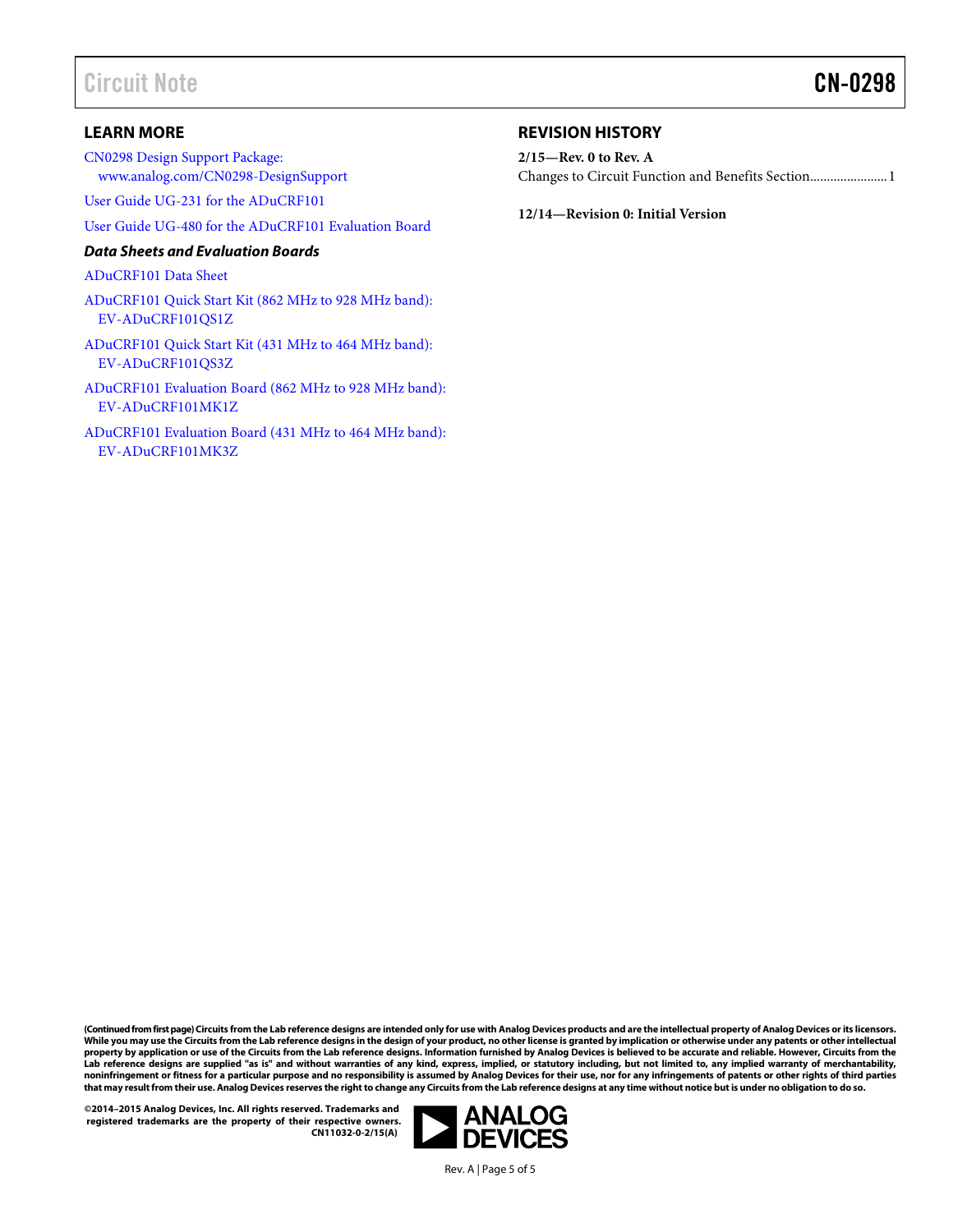## LEARN MORE

CN0298 Design Support Package: www.analog.com/CN0298-DesignSupport

User Guide UG-231 for the ADuCRF101

User Guide UG-480 for the ADuCRF101 Evaluation Board

### *Data Sheets and Evaluation Boards*

ADuCRF101 Data Sheet

ADuCRF101 Quick Start Kit (862 MHz to 928 MHz band): EV-ADuCRF101QS1Z

ADuCRF101 Quick Start Kit (431 MHz to 464 MHz band): EV-ADuCRF101QS3Z

ADuCRF101 Evaluation Board (862 MHz to 928 MHz band): EV-ADuCRF101MK1Z

ADuCRF101 Evaluation Board (431 MHz to 464 MHz band): EV-ADuCRF101MK3Z

## REVISION HISTORY

**2/15—Rev. 0 to Rev. A**

Changes to Circuit Function and Benefits Section....................... 1

**12/14—Revision 0: Initial Version**

**(Continued from first page) Circuits from the Lab reference designs are intended only for use with Analog Devices products and are the intellectual property of Analog Devices or its licensors. While you may use the Circuits from the Lab reference designs in the design of your product, no other license is granted by implication or otherwise under any patents or other intellectual property by application or use of the Circuits from the Lab reference designs. Information furnished by Analog Devices is believed to be accurate and reliable. However, Circuits from the Lab reference designs are supplied "as is" and without warranties of any kind, express, implied, or statutory including, but not limited to, any implied warranty of merchantability, noninfringement or fitness for a particular purpose and no responsibility is assumed by Analog Devices for their use, nor for any infringements of patents or other rights of third parties that may result from their use. Analog Devices reserves the right to change any Circuits from the Lab reference designs at any time without notice but is under no obligation to do so.**

**©2014–2015 Analog Devices, Inc. All rights reserved. Trademarks and registered trademarks are the property of their respective owners. CN11032-0-2/15(A)**